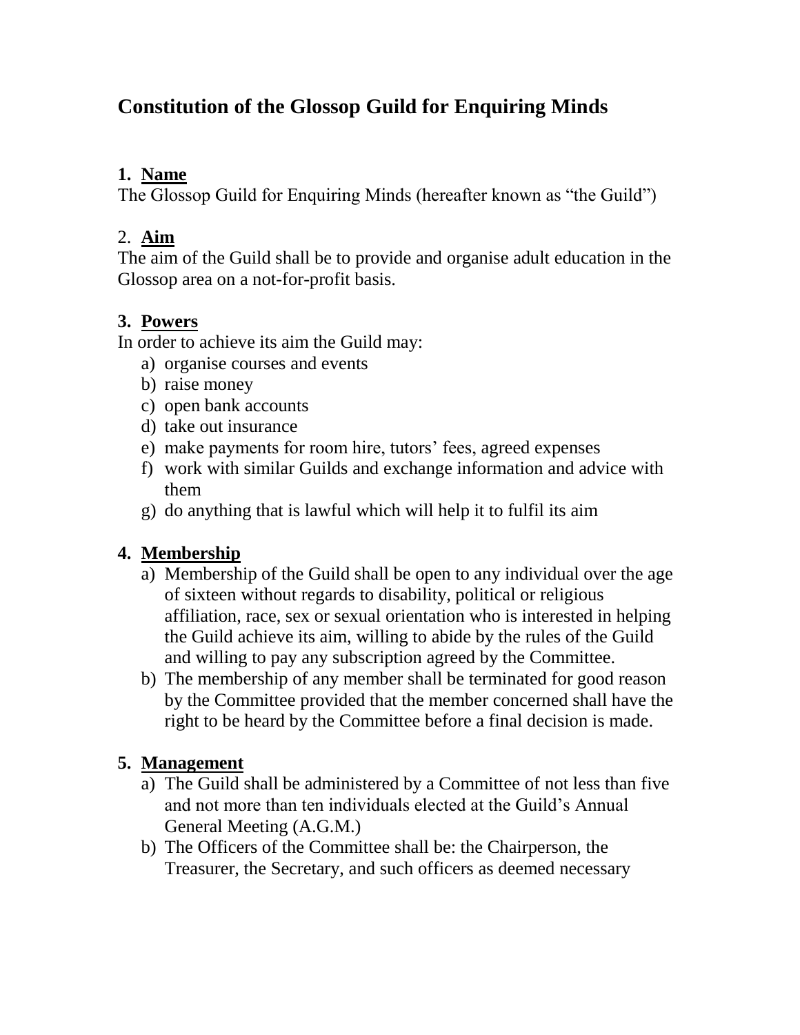# Constitution of the Glossop Guild for Enquiring Minds

## 1. Name

The Glossop Guild for Enquiring Minds (hereafter known as "the Guild")

## 2. Aim

The aim of the Guild shall be to provide and organise adult education in the Glossop area on a not-for-profit basis.

## 3. Powers

In order to achieve its aim the Guild may:

a) organise courses and events
b) raise money
c) open bank accounts
d) take out insurance
e) make payments for room hire, tutors' fees, agreed expenses
f) work with similar Guilds and exchange information and advice with them
g) do anything that is lawful which will help it to fulfil its aim

## 4. Membership

a) Membership of the Guild shall be open to any individual over the age of sixteen without regards to disability, political or religious affiliation, race, sex or sexual orientation who is interested in helping the Guild achieve its aim, willing to abide by the rules of the Guild and willing to pay any subscription agreed by the Committee.
b) The membership of any member shall be terminated for good reason by the Committee provided that the member concerned shall have the right to be heard by the Committee before a final decision is made.

## 5. Management

a) The Guild shall be administered by a Committee of not less than five and not more than ten individuals elected at the Guild's Annual General Meeting (A.G.M.)
b) The Officers of the Committee shall be: the Chairperson, the Treasurer, the Secretary, and such officers as deemed necessary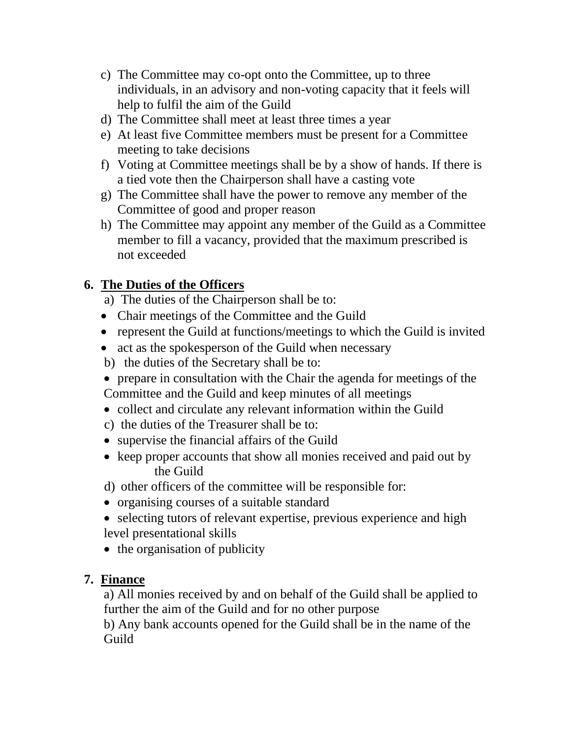c) The Committee may co-opt onto the Committee, up to three individuals, in an advisory and non-voting capacity that it feels will help to fulfil the aim of the Guild
d) The Committee shall meet at least three times a year
e) At least five Committee members must be present for a Committee meeting to take decisions
f) Voting at Committee meetings shall be by a show of hands. If there is a tied vote then the Chairperson shall have a casting vote
g) The Committee shall have the power to remove any member of the Committee of good and proper reason
h) The Committee may appoint any member of the Guild as a Committee member to fill a vacancy, provided that the maximum prescribed is not exceeded

## 6. The Duties of the Officers

a) The duties of the Chairperson shall be to:

- Chair meetings of the Committee and the Guild
- represent the Guild at functions/meetings to which the Guild is invited
- act as the spokesperson of the Guild when necessary

b) the duties of the Secretary shall be to:

- prepare in consultation with the Chair the agenda for meetings of the Committee and the Guild and keep minutes of all meetings
- collect and circulate any relevant information within the Guild

c) the duties of the Treasurer shall be to:

- supervise the financial affairs of the Guild
- keep proper accounts that show all monies received and paid out by the Guild

d) other officers of the committee will be responsible for:

- organising courses of a suitable standard
- selecting tutors of relevant expertise, previous experience and high level presentational skills
- the organisation of publicity

## 7. Finance

a) All monies received by and on behalf of the Guild shall be applied to further the aim of the Guild and for no other purpose

b) Any bank accounts opened for the Guild shall be in the name of the Guild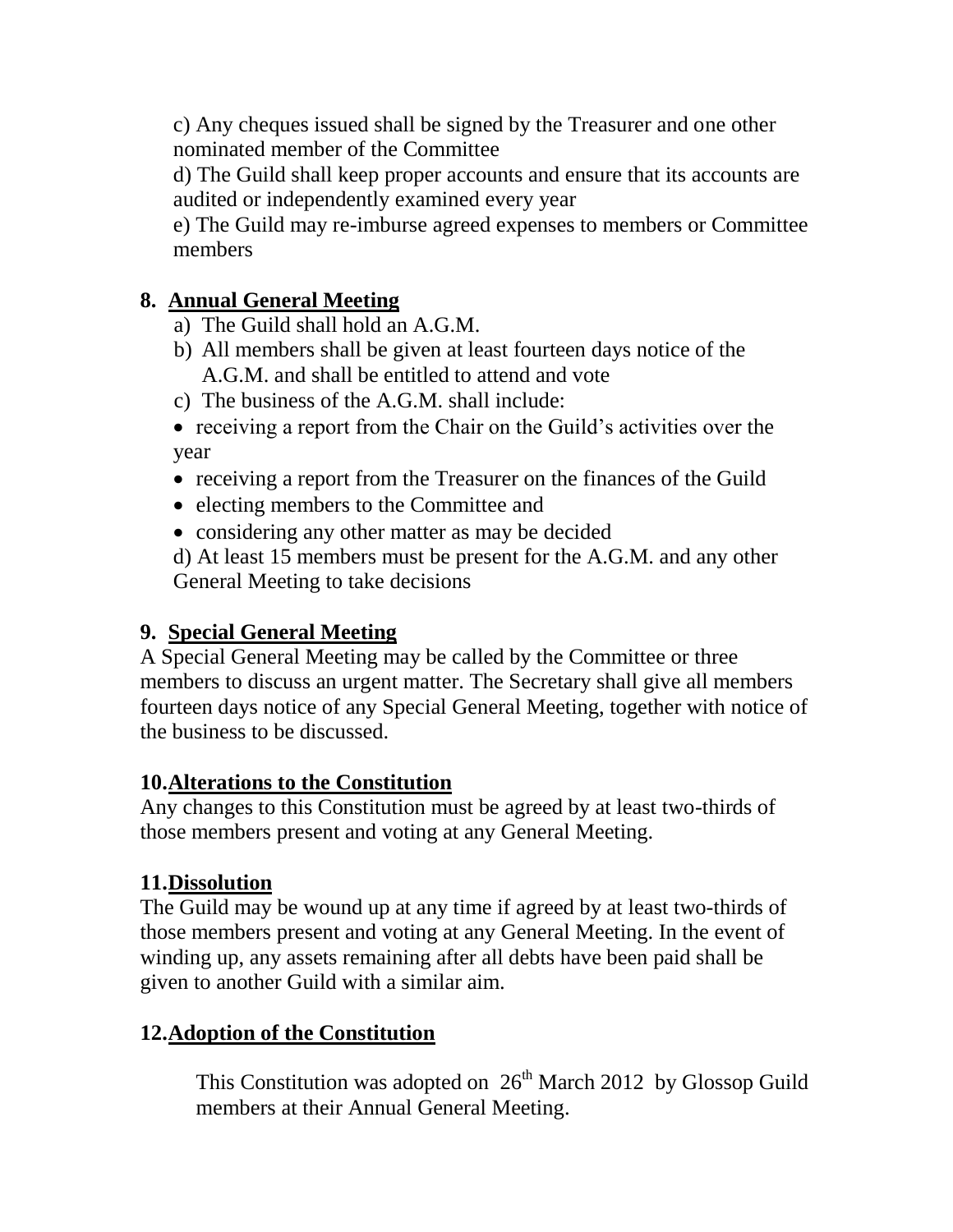c) Any cheques issued shall be signed by the Treasurer and one other nominated member of the Committee

d) The Guild shall keep proper accounts and ensure that its accounts are audited or independently examined every year

e) The Guild may re-imburse agreed expenses to members or Committee members

## 8. Annual General Meeting

a) The Guild shall hold an A.G.M.

b) All members shall be given at least fourteen days notice of the A.G.M. and shall be entitled to attend and vote

c) The business of the A.G.M. shall include:

- receiving a report from the Chair on the Guild's activities over the year
- receiving a report from the Treasurer on the finances of the Guild
- electing members to the Committee and
- considering any other matter as may be decided

d) At least 15 members must be present for the A.G.M. and any other General Meeting to take decisions

## 9. Special General Meeting

A Special General Meeting may be called by the Committee or three members to discuss an urgent matter. The Secretary shall give all members fourteen days notice of any Special General Meeting, together with notice of the business to be discussed.

## 10. Alterations to the Constitution

Any changes to this Constitution must be agreed by at least two-thirds of those members present and voting at any General Meeting.

## 11. Dissolution

The Guild may be wound up at any time if agreed by at least two-thirds of those members present and voting at any General Meeting. In the event of winding up, any assets remaining after all debts have been paid shall be given to another Guild with a similar aim.

## 12. Adoption of the Constitution

This Constitution was adopted on 26th March 2012 by Glossop Guild members at their Annual General Meeting.